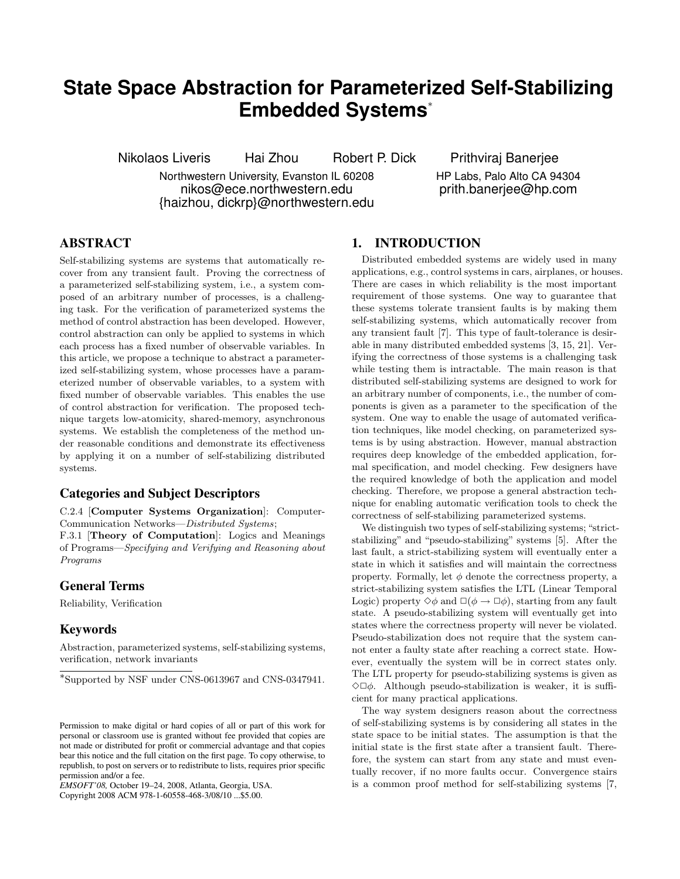# State Space Abstraction for Parameterized Self-Stabilizing Embedded Systems*

Nikolaos Liveris, Hai Zhou, Robert P. Dick
Northwestern University, Evanston IL 60208
nikos@ece.northwestern.edu
{haizhou, dickrp}@northwestern.edu

Prithviraj Banerjee
HP Labs, Palo Alto CA 94304
prith.banerjee@hp.com

## ABSTRACT

Self-stabilizing systems are systems that automatically recover from any transient fault. Proving the correctness of a parameterized self-stabilizing system, i.e., a system composed of an arbitrary number of processes, is a challenging task. For the verification of parameterized systems the method of control abstraction has been developed. However, control abstraction can only be applied to systems in which each process has a fixed number of observable variables. In this article, we propose a technique to abstract a parameterized self-stabilizing system, whose processes have a parameterized number of observable variables, to a system with fixed number of observable variables. This enables the use of control abstraction for verification. The proposed technique targets low-atomicity, shared-memory, asynchronous systems. We establish the completeness of the method under reasonable conditions and demonstrate its effectiveness by applying it on a number of self-stabilizing distributed systems.

### Categories and Subject Descriptors

C.2.4 [**Computer Systems Organization**]: Computer-Communication Networks—*Distributed Systems*;
F.3.1 [**Theory of Computation**]: Logics and Meanings of Programs—*Specifying and Verifying and Reasoning about Programs*

### General Terms

Reliability, Verification

### Keywords

Abstraction, parameterized systems, self-stabilizing systems, verification, network invariants

*Supported by NSF under CNS-0613967 and CNS-0347941.

Permission to make digital or hard copies of all or part of this work for personal or classroom use is granted without fee provided that copies are not made or distributed for profit or commercial advantage and that copies bear this notice and the full citation on the first page. To copy otherwise, to republish, to post on servers or to redistribute to lists, requires prior specific permission and/or a fee.
*EMSOFT'08,* October 19–24, 2008, Atlanta, Georgia, USA.
Copyright 2008 ACM 978-1-60558-468-3/08/10 ...$5.00.

## 1. INTRODUCTION

Distributed embedded systems are widely used in many applications, e.g., control systems in cars, airplanes, or houses. There are cases in which reliability is the most important requirement of those systems. One way to guarantee that these systems tolerate transient faults is by making them self-stabilizing systems, which automatically recover from any transient fault [7]. This type of fault-tolerance is desirable in many distributed embedded systems [3, 15, 21]. Verifying the correctness of those systems is a challenging task while testing them is intractable. The main reason is that distributed self-stabilizing systems are designed to work for an arbitrary number of components, i.e., the number of components is given as a parameter to the specification of the system. One way to enable the usage of automated verification techniques, like model checking, on parameterized systems is by using abstraction. However, manual abstraction requires deep knowledge of the embedded application, formal specification, and model checking. Few designers have the required knowledge of both the application and model checking. Therefore, we propose a general abstraction technique for enabling automatic verification tools to check the correctness of self-stabilizing parameterized systems.

We distinguish two types of self-stabilizing systems; "strict-stabilizing" and "pseudo-stabilizing" systems [5]. After the last fault, a strict-stabilizing system will eventually enter a state in which it satisfies and will maintain the correctness property. Formally, let $\phi$ denote the correctness property, a strict-stabilizing system satisfies the LTL (Linear Temporal Logic) property $\Diamond\phi$ and $\Box(\phi \rightarrow \Box\phi)$, starting from any fault state. A pseudo-stabilizing system will eventually get into states where the correctness property will never be violated. Pseudo-stabilization does not require that the system cannot enter a faulty state after reaching a correct state. However, eventually the system will be in correct states only. The LTL property for pseudo-stabilizing systems is given as $\Diamond\Box\phi$. Although pseudo-stabilization is weaker, it is sufficient for many practical applications.

The way system designers reason about the correctness of self-stabilizing systems is by considering all states in the state space to be initial states. The assumption is that the initial state is the first state after a transient fault. Therefore, the system can start from any state and must eventually recover, if no more faults occur. Convergence stairs is a common proof method for self-stabilizing systems [7,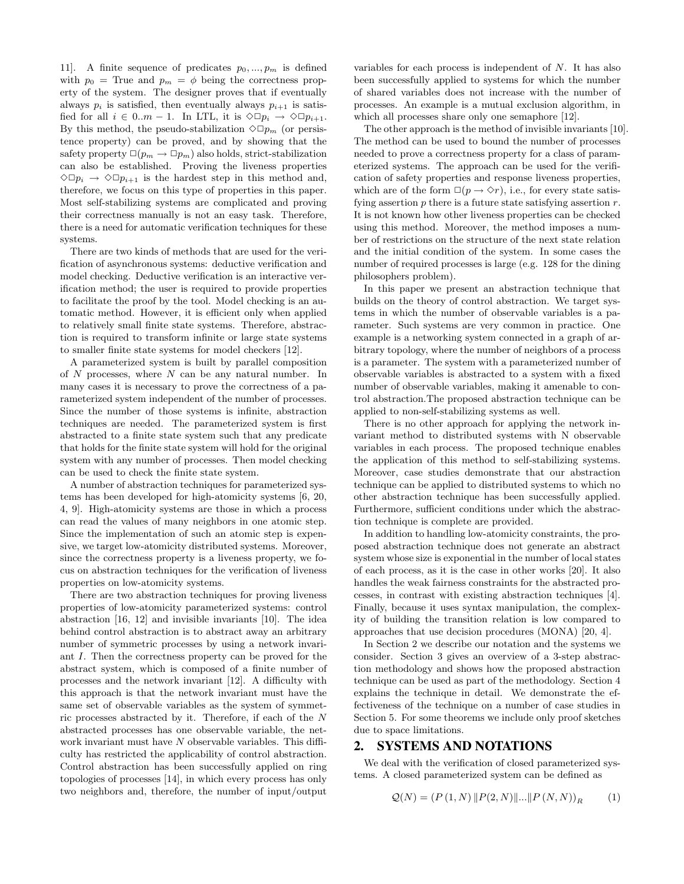11]. A finite sequence of predicates $p_0, ..., p_m$ is defined with $p_0$ = True and $p_m = \phi$ being the correctness property of the system. The designer proves that if eventually always $p_i$ is satisfied, then eventually always $p_{i+1}$ is satisfied for all $i \in 0..m-1$. In LTL, it is $\Diamond\Box p_i \rightarrow \Diamond\Box p_{i+1}$. By this method, the pseudo-stabilization $\Diamond\Box p_m$ (or persistence property) can be proved, and by showing that the safety property $\Box(p_m \rightarrow \Box p_m)$ also holds, strict-stabilization can also be established. Proving the liveness properties $\Diamond\Box p_i \rightarrow \Diamond\Box p_{i+1}$ is the hardest step in this method and, therefore, we focus on this type of properties in this paper. Most self-stabilizing systems are complicated and proving their correctness manually is not an easy task. Therefore, there is a need for automatic verification techniques for these systems.

There are two kinds of methods that are used for the verification of asynchronous systems: deductive verification and model checking. Deductive verification is an interactive verification method; the user is required to provide properties to facilitate the proof by the tool. Model checking is an automatic method. However, it is efficient only when applied to relatively small finite state systems. Therefore, abstraction is required to transform infinite or large state systems to smaller finite state systems for model checkers [12].

A parameterized system is built by parallel composition of $N$ processes, where $N$ can be any natural number. In many cases it is necessary to prove the correctness of a parameterized system independent of the number of processes. Since the number of those systems is infinite, abstraction techniques are needed. The parameterized system is first abstracted to a finite state system such that any predicate that holds for the finite state system will hold for the original system with any number of processes. Then model checking can be used to check the finite state system.

A number of abstraction techniques for parameterized systems has been developed for high-atomicity systems [6, 20, 4, 9]. High-atomicity systems are those in which a process can read the values of many neighbors in one atomic step. Since the implementation of such an atomic step is expensive, we target low-atomicity distributed systems. Moreover, since the correctness property is a liveness property, we focus on abstraction techniques for the verification of liveness properties on low-atomicity systems.

There are two abstraction techniques for proving liveness properties of low-atomicity parameterized systems: control abstraction [16, 12] and invisible invariants [10]. The idea behind control abstraction is to abstract away an arbitrary number of symmetric processes by using a network invariant $I$. Then the correctness property can be proved for the abstract system, which is composed of a finite number of processes and the network invariant [12]. A difficulty with this approach is that the network invariant must have the same set of observable variables as the system of symmetric processes abstracted by it. Therefore, if each of the $N$ abstracted processes has one observable variable, the network invariant must have $N$ observable variables. This difficulty has restricted the applicability of control abstraction. Control abstraction has been successfully applied on ring topologies of processes [14], in which every process has only two neighbors and, therefore, the number of input/output variables for each process is independent of $N$. It has also been successfully applied to systems for which the number of shared variables does not increase with the number of processes. An example is a mutual exclusion algorithm, in which all processes share only one semaphore [12].

The other approach is the method of invisible invariants [10]. The method can be used to bound the number of processes needed to prove a correctness property for a class of parameterized systems. The approach can be used for the verification of safety properties and response liveness properties, which are of the form $\Box(p \rightarrow \Diamond r)$, i.e., for every state satisfying assertion $p$ there is a future state satisfying assertion $r$. It is not known how other liveness properties can be checked using this method. Moreover, the method imposes a number of restrictions on the structure of the next state relation and the initial condition of the system. In some cases the number of required processes is large (e.g. 128 for the dining philosophers problem).

In this paper we present an abstraction technique that builds on the theory of control abstraction. We target systems in which the number of observable variables is a parameter. Such systems are very common in practice. One example is a networking system connected in a graph of arbitrary topology, where the number of neighbors of a process is a parameter. The system with a parameterized number of observable variables is abstracted to a system with a fixed number of observable variables, making it amenable to control abstraction.The proposed abstraction technique can be applied to non-self-stabilizing systems as well.

There is no other approach for applying the network invariant method to distributed systems with N observable variables in each process. The proposed technique enables the application of this method to self-stabilizing systems. Moreover, case studies demonstrate that our abstraction technique can be applied to distributed systems to which no other abstraction technique has been successfully applied. Furthermore, sufficient conditions under which the abstraction technique is complete are provided.

In addition to handling low-atomicity constraints, the proposed abstraction technique does not generate an abstract system whose size is exponential in the number of local states of each process, as it is the case in other works [20]. It also handles the weak fairness constraints for the abstracted processes, in contrast with existing abstraction techniques [4]. Finally, because it uses syntax manipulation, the complexity of building the transition relation is low compared to approaches that use decision procedures (MONA) [20, 4].

In Section 2 we describe our notation and the systems we consider. Section 3 gives an overview of a 3-step abstraction methodology and shows how the proposed abstraction technique can be used as part of the methodology. Section 4 explains the technique in detail. We demonstrate the effectiveness of the technique on a number of case studies in Section 5. For some theorems we include only proof sketches due to space limitations.

## 2. SYSTEMS AND NOTATIONS

We deal with the verification of closed parameterized systems. A closed parameterized system can be defined as

$$\mathcal{Q}(N) = \left(P\left(1, N\right) \| P(2, N) \| ... \| P\left(N, N\right)\right)_R \qquad (1)$$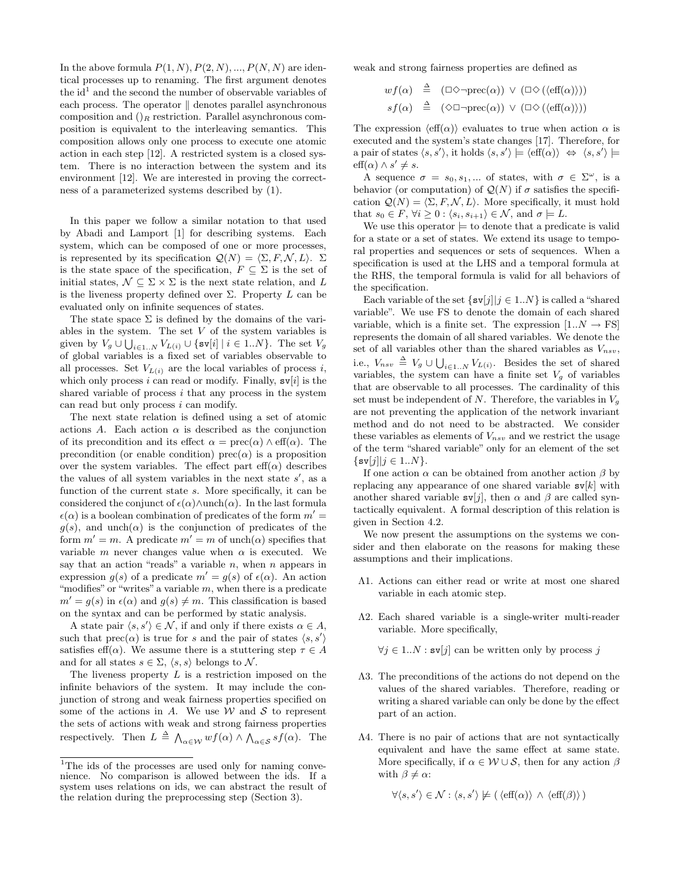In the above formula $P(1, N), P(2, N), ..., P(N, N)$ are identical processes up to renaming. The first argument denotes the id[1] and the second the number of observable variables of each process. The operator $\|$ denotes parallel asynchronous composition and $()_R$ restriction. Parallel asynchronous composition is equivalent to the interleaving semantics. This composition allows only one process to execute one atomic action in each step [12]. A restricted system is a closed system. There is no interaction between the system and its environment [12]. We are interested in proving the correctness of a parameterized systems described by (1).

In this paper we follow a similar notation to that used by Abadi and Lamport [1] for describing systems. Each system, which can be composed of one or more processes, is represented by its specification $\mathcal{Q}(N) = \langle \Sigma, F, \mathcal{N}, L \rangle$. $\Sigma$ is the state space of the specification, $F \subseteq \Sigma$ is the set of initial states, $\mathcal{N} \subseteq \Sigma \times \Sigma$ is the next state relation, and $L$ is the liveness property defined over $\Sigma$. Property $L$ can be evaluated only on infinite sequences of states.

The state space $\Sigma$ is defined by the domains of the variables in the system. The set $V$ of the system variables is given by $V_g \cup \bigcup_{i \in 1..N} V_{L(i)} \cup \{\mathtt{sv}[i] \mid i \in 1..N\}$. The set $V_g$ of global variables is a fixed set of variables observable to all processes. Set $V_{L(i)}$ are the local variables of process $i$, which only process $i$ can read or modify. Finally, $\mathtt{sv}[i]$ is the shared variable of process $i$ that any process in the system can read but only process $i$ can modify.

The next state relation is defined using a set of atomic actions $A$. Each action $\alpha$ is described as the conjunction of its precondition and its effect $\alpha = \text{prec}(\alpha) \wedge \text{eff}(\alpha)$. The precondition (or enable condition) $\text{prec}(\alpha)$ is a proposition over the system variables. The effect part $\text{eff}(\alpha)$ describes the values of all system variables in the next state $s'$, as a function of the current state $s$. More specifically, it can be considered the conjunct of $\epsilon(\alpha) \wedge \text{unch}(\alpha)$. In the last formula $\epsilon(\alpha)$ is a boolean combination of predicates of the form $m' = g(s)$, and $\text{unch}(\alpha)$ is the conjunction of predicates of the form $m' = m$. A predicate $m' = m$ of $\text{unch}(\alpha)$ specifies that variable $m$ never changes value when $\alpha$ is executed. We say that an action "reads" a variable $n$, when $n$ appears in expression $g(s)$ of a predicate $m' = g(s)$ of $\epsilon(\alpha)$. An action "modifies" or "writes" a variable $m$, when there is a predicate $m' = g(s)$ in $\epsilon(\alpha)$ and $g(s) \neq m$. This classification is based on the syntax and can be performed by static analysis.

A state pair $\langle s, s' \rangle \in \mathcal{N}$, if and only if there exists $\alpha \in A$, such that $\text{prec}(\alpha)$ is true for $s$ and the pair of states $\langle s, s' \rangle$ satisfies $\text{eff}(\alpha)$. We assume there is a stuttering step $\tau \in A$ and for all states $s \in \Sigma$, $\langle s, s \rangle$ belongs to $\mathcal{N}$.

The liveness property $L$ is a restriction imposed on the infinite behaviors of the system. It may include the conjunction of strong and weak fairness properties specified on some of the actions in $A$. We use $\mathcal{W}$ and $\mathcal{S}$ to represent the sets of actions with weak and strong fairness properties respectively. Then $L \triangleq \bigwedge_{\alpha \in \mathcal{W}} wf(\alpha) \wedge \bigwedge_{\alpha \in \mathcal{S}} sf(\alpha)$. The weak and strong fairness properties are defined as

$$
\begin{aligned}
wf(\alpha) &\triangleq (\Box\Diamond\neg\text{prec}(\alpha)) \vee (\Box\Diamond(\langle\text{eff}(\alpha)\rangle)) \\
sf(\alpha) &\triangleq (\Diamond\Box\neg\text{prec}(\alpha)) \vee (\Box\Diamond(\langle\text{eff}(\alpha)\rangle))
\end{aligned}
$$

The expression $\langle\text{eff}(\alpha)\rangle$ evaluates to true when action $\alpha$ is executed and the system's state changes [17]. Therefore, for a pair of states $\langle s, s' \rangle$, it holds $\langle s, s' \rangle \models \langle\text{eff}(\alpha)\rangle \Leftrightarrow \langle s, s' \rangle \models \text{eff}(\alpha) \wedge s' \neq s$.

A sequence $\sigma = s_0, s_1, ...$ of states, with $\sigma \in \Sigma^\omega$, is a behavior (or computation) of $\mathcal{Q}(N)$ if $\sigma$ satisfies the specification $\mathcal{Q}(N) = \langle \Sigma, F, \mathcal{N}, L \rangle$. More specifically, it must hold that $s_0 \in F$, $\forall i \geq 0 : \langle s_i, s_{i+1} \rangle \in \mathcal{N}$, and $\sigma \models L$.

We use this operator $\models$ to denote that a predicate is valid for a state or a set of states. We extend its usage to temporal properties and sequences or sets of sequences. When a specification is used at the LHS and a temporal formula at the RHS, the temporal formula is valid for all behaviors of the specification.

Each variable of the set $\{\mathtt{sv}[j] | j \in 1..N\}$ is called a "shared variable". We use FS to denote the domain of each shared variable, which is a finite set. The expression $[1..N \rightarrow \text{FS}]$ represents the domain of all shared variables. We denote the set of all variables other than the shared variables as $V_{nsv}$, i.e., $V_{nsv} \triangleq V_g \cup \bigcup_{i \in 1..N} V_{L(i)}$. Besides the set of shared variables, the system can have a finite set $V_g$ of variables that are observable to all processes. The cardinality of this set must be independent of $N$. Therefore, the variables in $V_g$ are not preventing the application of the network invariant method and do not need to be abstracted. We consider these variables as elements of $V_{nsv}$ and we restrict the usage of the term "shared variable" only for an element of the set $\{\mathtt{sv}[j] | j \in 1..N\}$.

If one action $\alpha$ can be obtained from another action $\beta$ by replacing any appearance of one shared variable $\mathtt{sv}[k]$ with another shared variable $\mathtt{sv}[j]$, then $\alpha$ and $\beta$ are called syntactically equivalent. A formal description of this relation is given in Section 4.2.

We now present the assumptions on the systems we consider and then elaborate on the reasons for making these assumptions and their implications.

- Λ1. Actions can either read or write at most one shared variable in each atomic step.
- Λ2. Each shared variable is a single-writer multi-reader variable. More specifically,

  $\forall j \in 1..N : \mathtt{sv}[j]$ can be written only by process $j$

- Λ3. The preconditions of the actions do not depend on the values of the shared variables. Therefore, reading or writing a shared variable can only be done by the effect part of an action.
- Λ4. There is no pair of actions that are not syntactically equivalent and have the same effect at same state. More specifically, if $\alpha \in \mathcal{W} \cup \mathcal{S}$, then for any action $\beta$ with $\beta \neq \alpha$:

  $$\forall \langle s, s' \rangle \in \mathcal{N} : \langle s, s' \rangle \not\models (\langle\text{eff}(\alpha)\rangle \wedge \langle\text{eff}(\beta)\rangle)$$

[1] The ids of the processes are used only for naming convenience. No comparison is allowed between the ids. If a system uses relations on ids, we can abstract the result of the relation during the preprocessing step (Section 3).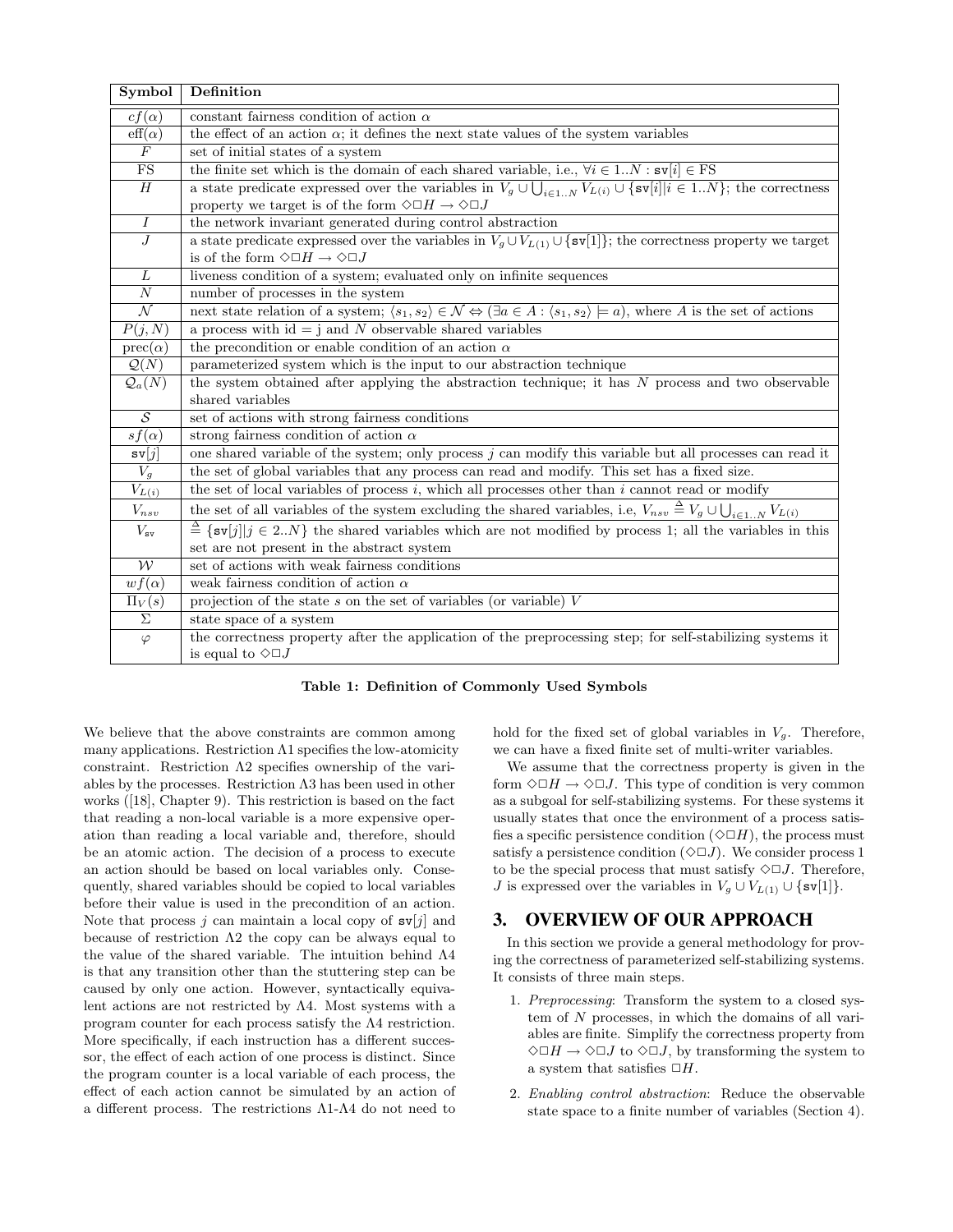| Symbol | Definition |
|---|---|
| $cf(\alpha)$ | constant fairness condition of action $\alpha$ |
| $\text{eff}(\alpha)$ | the effect of an action $\alpha$; it defines the next state values of the system variables |
| $F$ | set of initial states of a system |
| FS | the finite set which is the domain of each shared variable, i.e., $\forall i \in 1..N : \mathtt{sv}[i] \in \text{FS}$ |
| $H$ | a state predicate expressed over the variables in $V_g \cup \bigcup_{i\in 1..N} V_{L(i)} \cup \{\mathtt{sv}[i] \| i \in 1..N\}$; the correctness property we target is of the form $\Diamond\Box H \rightarrow \Diamond\Box J$ |
| $I$ | the network invariant generated during control abstraction |
| $J$ | a state predicate expressed over the variables in $V_g \cup V_{L(1)} \cup \{\mathtt{sv}[1]\}$; the correctness property we target is of the form $\Diamond\Box H \rightarrow \Diamond\Box J$ |
| $L$ | liveness condition of a system; evaluated only on infinite sequences |
| $N$ | number of processes in the system |
| $\mathcal{N}$ | next state relation of a system; $\langle s_1, s_2\rangle \in \mathcal{N} \Leftrightarrow (\exists a \in A : \langle s_1, s_2\rangle \models a)$, where $A$ is the set of actions |
| $P(j, N)$ | a process with id = j and $N$ observable shared variables |
| $\text{prec}(\alpha)$ | the precondition or enable condition of an action $\alpha$ |
| $\mathcal{Q}(N)$ | parameterized system which is the input to our abstraction technique |
| $\mathcal{Q}_a(N)$ | the system obtained after applying the abstraction technique; it has $N$ process and two observable shared variables |
| $\mathcal{S}$ | set of actions with strong fairness conditions |
| $sf(\alpha)$ | strong fairness condition of action $\alpha$ |
| $\mathtt{sv}[j]$ | one shared variable of the system; only process $j$ can modify this variable but all processes can read it |
| $V_g$ | the set of global variables that any process can read and modify. This set has a fixed size. |
| $V_{L(i)}$ | the set of local variables of process $i$, which all processes other than $i$ cannot read or modify |
| $V_{nsv}$ | the set of all variables of the system excluding the shared variables, i.e, $V_{nsv} \triangleq V_g \cup \bigcup_{i\in 1..N} V_{L(i)}$ |
| $V_{\mathtt{sv}}$ | $\triangleq \{\mathtt{sv}[j] \| j \in 2..N\}$ the shared variables which are not modified by process 1; all the variables in this set are not present in the abstract system |
| $\mathcal{W}$ | set of actions with weak fairness conditions |
| $wf(\alpha)$ | weak fairness condition of action $\alpha$ |
| $\Pi_V(s)$ | projection of the state $s$ on the set of variables (or variable) $V$ |
| $\Sigma$ | state space of a system |
| $\varphi$ | the correctness property after the application of the preprocessing step; for self-stabilizing systems it is equal to $\Diamond\Box J$ |

**Table 1: Definition of Commonly Used Symbols**

We believe that the above constraints are common among many applications. Restriction Λ1 specifies the low-atomicity constraint. Restriction Λ2 specifies ownership of the variables by the processes. Restriction Λ3 has been used in other works ([18], Chapter 9). This restriction is based on the fact that reading a non-local variable is a more expensive operation than reading a local variable and, therefore, should be an atomic action. The decision of a process to execute an action should be based on local variables only. Consequently, shared variables should be copied to local variables before their value is used in the precondition of an action. Note that process $j$ can maintain a local copy of $\mathtt{sv}[j]$ and because of restriction Λ2 the copy can be always equal to the value of the shared variable. The intuition behind Λ4 is that any transition other than the stuttering step can be caused by only one action. However, syntactically equivalent actions are not restricted by Λ4. Most systems with a program counter for each process satisfy the Λ4 restriction. More specifically, if each instruction has a different successor, the effect of each action of one process is distinct. Since the program counter is a local variable of each process, the effect of each action cannot be simulated by an action of a different process. The restrictions Λ1-Λ4 do not need to hold for the fixed set of global variables in $V_g$. Therefore, we can have a fixed finite set of multi-writer variables.

We assume that the correctness property is given in the form $\Diamond\Box H \rightarrow \Diamond\Box J$. This type of condition is very common as a subgoal for self-stabilizing systems. For these systems it usually states that once the environment of a process satisfies a specific persistence condition ($\Diamond\Box H$), the process must satisfy a persistence condition ($\Diamond\Box J$). We consider process 1 to be the special process that must satisfy $\Diamond\Box J$. Therefore, $J$ is expressed over the variables in $V_g \cup V_{L(1)} \cup \{\mathtt{sv}[1]\}$.

# 3. OVERVIEW OF OUR APPROACH

In this section we provide a general methodology for proving the correctness of parameterized self-stabilizing systems. It consists of three main steps.

1. *Preprocessing*: Transform the system to a closed system of $N$ processes, in which the domains of all variables are finite. Simplify the correctness property from $\Diamond\Box H \rightarrow \Diamond\Box J$ to $\Diamond\Box J$, by transforming the system to a system that satisfies $\Box H$.
2. *Enabling control abstraction*: Reduce the observable state space to a finite number of variables (Section 4).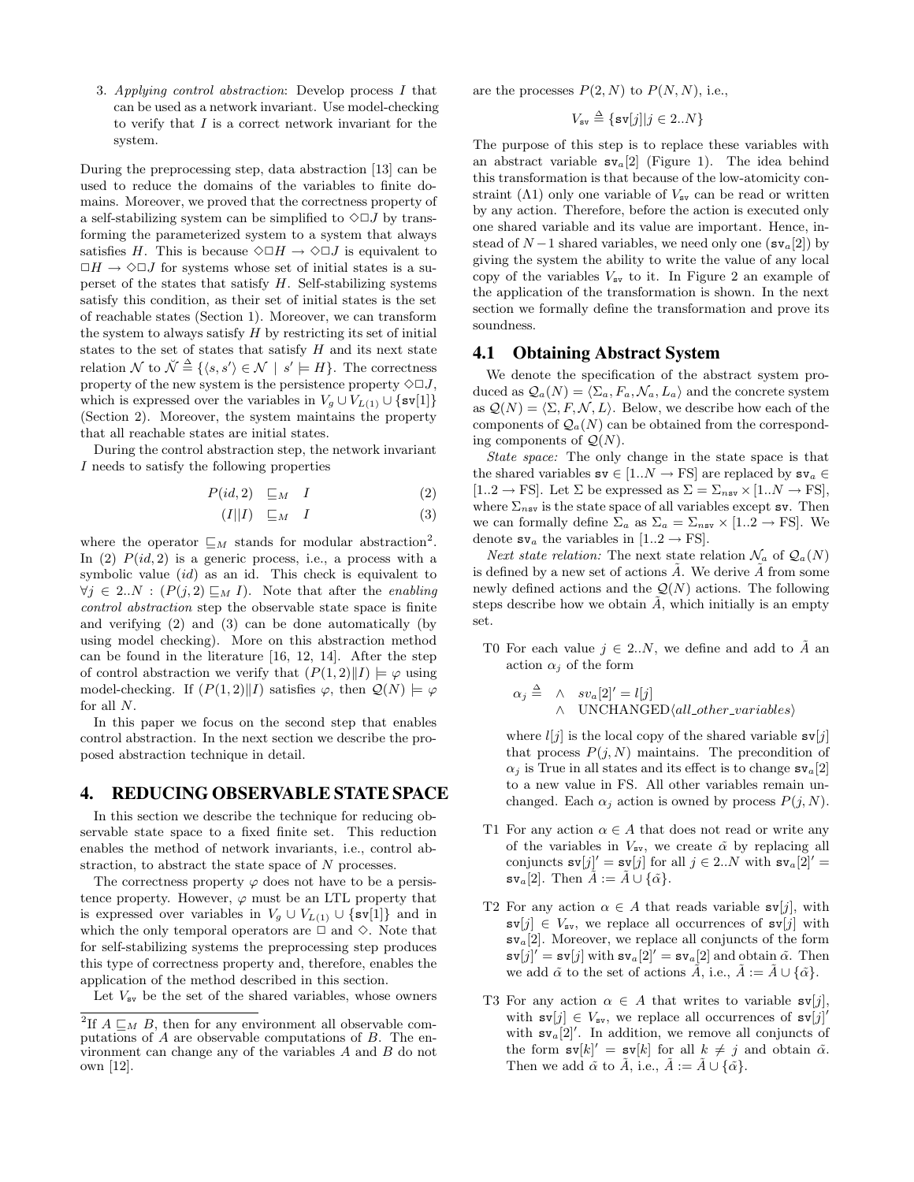3. *Applying control abstraction*: Develop process $I$ that can be used as a network invariant. Use model-checking to verify that $I$ is a correct network invariant for the system.

During the preprocessing step, data abstraction [13] can be used to reduce the domains of the variables to finite domains. Moreover, we proved that the correctness property of a self-stabilizing system can be simplified to $\Diamond\Box J$ by transforming the parameterized system to a system that always satisfies $H$. This is because $\Diamond\Box H \rightarrow \Diamond\Box J$ is equivalent to $\Box H \rightarrow \Diamond\Box J$ for systems whose set of initial states is a superset of the states that satisfy $H$. Self-stabilizing systems satisfy this condition, as their set of initial states is the set of reachable states (Section 1). Moreover, we can transform the system to always satisfy $H$ by restricting its set of initial states to the set of states that satisfy $H$ and its next state relation $\mathcal{N}$ to $\breve{\mathcal{N}} \triangleq \{\langle s, s'\rangle \in \mathcal{N} \mid s' \models H\}$. The correctness property of the new system is the persistence property $\Diamond\Box J$, which is expressed over the variables in $V_g \cup V_{L(1)} \cup \{\mathtt{sv}[1]\}$ (Section 2). Moreover, the system maintains the property that all reachable states are initial states.

During the control abstraction step, the network invariant $I$ needs to satisfy the following properties

$$P(id, 2) \quad \sqsubseteq_M \quad I \tag{2}$$

$$(I \| I) \quad \sqsubseteq_M \quad I \tag{3}$$

where the operator $\sqsubseteq_M$ stands for modular abstraction[2]. In (2) $P(id, 2)$ is a generic process, i.e., a process with a symbolic value ($id$) as an id. This check is equivalent to $\forall j \in 2..N : (P(j, 2) \sqsubseteq_M I)$. Note that after the *enabling control abstraction* step the observable state space is finite and verifying (2) and (3) can be done automatically (by using model checking). More on this abstraction method can be found in the literature [16, 12, 14]. After the step of control abstraction we verify that $(P(1, 2)\|I) \models \varphi$ using model-checking. If $(P(1, 2)\|I)$ satisfies $\varphi$, then $\mathcal{Q}(N) \models \varphi$ for all $N$.

In this paper we focus on the second step that enables control abstraction. In the next section we describe the proposed abstraction technique in detail.

## 4. REDUCING OBSERVABLE STATE SPACE

In this section we describe the technique for reducing observable state space to a fixed finite set. This reduction enables the method of network invariants, i.e., control abstraction, to abstract the state space of $N$ processes.

The correctness property $\varphi$ does not have to be a persistence property. However, $\varphi$ must be an LTL property that is expressed over variables in $V_g \cup V_{L(1)} \cup \{\mathtt{sv}[1]\}$ and in which the only temporal operators are $\Box$ and $\Diamond$. Note that for self-stabilizing systems the preprocessing step produces this type of correctness property and, therefore, enables the application of the method described in this section.

Let $V_{\mathtt{sv}}$ be the set of the shared variables, whose owners are the processes $P(2, N)$ to $P(N, N)$, i.e.,

$$V_{\mathtt{sv}} \triangleq \{\mathtt{sv}[j] | j \in 2..N\}$$

The purpose of this step is to replace these variables with an abstract variable $\mathtt{sv}_a[2]$ (Figure 1). The idea behind this transformation is that because of the low-atomicity constraint ($\Lambda 1$) only one variable of $V_{\mathtt{sv}}$ can be read or written by any action. Therefore, before the action is executed only one shared variable and its value are important. Hence, instead of $N-1$ shared variables, we need only one ($\mathtt{sv}_a[2]$) by giving the system the ability to write the value of any local copy of the variables $V_{\mathtt{sv}}$ to it. In Figure 2 an example of the application of the transformation is shown. In the next section we formally define the transformation and prove its soundness.

### 4.1 Obtaining Abstract System

We denote the specification of the abstract system produced as $\mathcal{Q}_a(N) = \langle \Sigma_a, F_a, \mathcal{N}_a, L_a \rangle$ and the concrete system as $\mathcal{Q}(N) = \langle \Sigma, F, \mathcal{N}, L \rangle$. Below, we describe how each of the components of $\mathcal{Q}_a(N)$ can be obtained from the corresponding components of $\mathcal{Q}(N)$.

*State space:* The only change in the state space is that the shared variables $\mathtt{sv} \in [1..N \rightarrow \mathrm{FS}]$ are replaced by $\mathtt{sv}_a \in [1..2 \rightarrow \mathrm{FS}]$. Let $\Sigma$ be expressed as $\Sigma = \Sigma_{n\mathtt{sv}} \times [1..N \rightarrow \mathrm{FS}]$, where $\Sigma_{n\mathtt{sv}}$ is the state space of all variables except $\mathtt{sv}$. Then we can formally define $\Sigma_a$ as $\Sigma_a = \Sigma_{n\mathtt{sv}} \times [1..2 \rightarrow \mathrm{FS}]$. We denote $\mathtt{sv}_a$ the variables in $[1..2 \rightarrow \mathrm{FS}]$.

*Next state relation:* The next state relation $\mathcal{N}_a$ of $\mathcal{Q}_a(N)$ is defined by a new set of actions $\tilde{A}$. We derive $\tilde{A}$ from some newly defined actions and the $\mathcal{Q}(N)$ actions. The following steps describe how we obtain $\tilde{A}$, which initially is an empty set.

- T0 For each value $j \in 2..N$, we define and add to $\tilde{A}$ an action $\alpha_j$ of the form

  $$\alpha_j \triangleq \begin{array}{l} \wedge \;\; sv_a[2]' = l[j] \\ \wedge \;\; \mathrm{UNCHANGED}\langle all\_other\_variables \rangle \end{array}$$

  where $l[j]$ is the local copy of the shared variable $\mathtt{sv}[j]$ that process $P(j, N)$ maintains. The precondition of $\alpha_j$ is True in all states and its effect is to change $\mathtt{sv}_a[2]$ to a new value in FS. All other variables remain unchanged. Each $\alpha_j$ action is owned by process $P(j, N)$.

- T1 For any action $\alpha \in A$ that does not read or write any of the variables in $V_{\mathtt{sv}}$, we create $\tilde{\alpha}$ by replacing all conjuncts $\mathtt{sv}[j]' = \mathtt{sv}[j]$ for all $j \in 2..N$ with $\mathtt{sv}_a[2]' = \mathtt{sv}_a[2]$. Then $\tilde{A} := \tilde{A} \cup \{\tilde{\alpha}\}$.

- T2 For any action $\alpha \in A$ that reads variable $\mathtt{sv}[j]$, with $\mathtt{sv}[j] \in V_{\mathtt{sv}}$, we replace all occurrences of $\mathtt{sv}[j]$ with $\mathtt{sv}_a[2]$. Moreover, we replace all conjuncts of the form $\mathtt{sv}[j]' = \mathtt{sv}[j]$ with $\mathtt{sv}_a[2]' = \mathtt{sv}_a[2]$ and obtain $\tilde{\alpha}$. Then we add $\tilde{\alpha}$ to the set of actions $\tilde{A}$, i.e., $\tilde{A} := \tilde{A} \cup \{\tilde{\alpha}\}$.

- T3 For any action $\alpha \in A$ that writes to variable $\mathtt{sv}[j]$, with $\mathtt{sv}[j] \in V_{\mathtt{sv}}$, we replace all occurrences of $\mathtt{sv}[j]'$ with $\mathtt{sv}_a[2]'$. In addition, we remove all conjuncts of the form $\mathtt{sv}[k]' = \mathtt{sv}[k]$ for all $k \neq j$ and obtain $\tilde{\alpha}$. Then we add $\tilde{\alpha}$ to $\tilde{A}$, i.e., $\tilde{A} := \tilde{A} \cup \{\tilde{\alpha}\}$.

[2] If $A \sqsubseteq_M B$, then for any environment all observable computations of $A$ are observable computations of $B$. The environment can change any of the variables $A$ and $B$ do not own [12].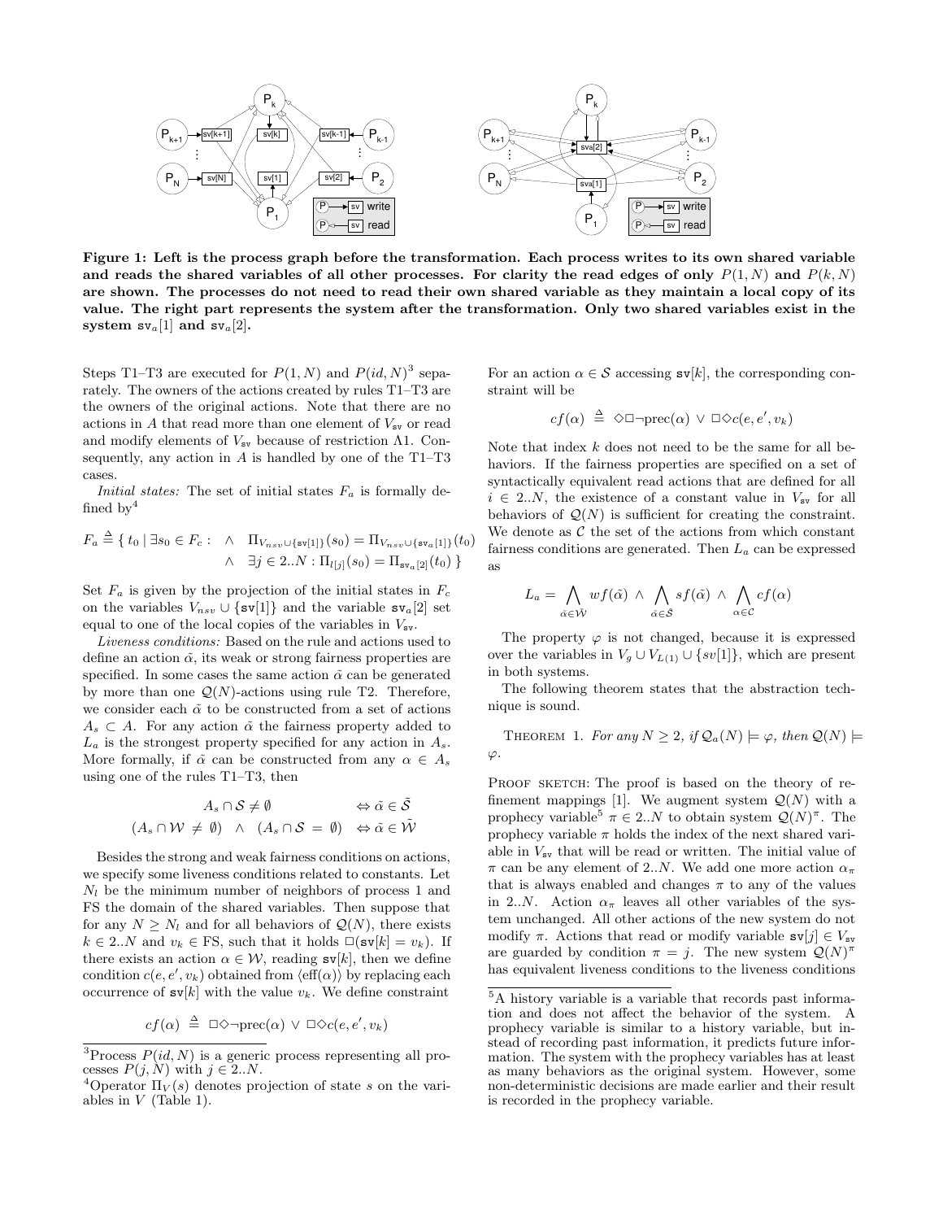**Figure 1: Left is the process graph before the transformation. Each process writes to its own shared variable and reads the shared variables of all other processes. For clarity the read edges of only $P(1,N)$ and $P(k,N)$ are shown. The processes do not need to read their own shared variable as they maintain a local copy of its value. The right part represents the system after the transformation. Only two shared variables exist in the system $\mathtt{sv}_a[1]$ and $\mathtt{sv}_a[2]$.**

Steps T1–T3 are executed for $P(1,N)$ and $P(id,N)$[3] separately. The owners of the actions created by rules T1–T3 are the owners of the original actions. Note that there are no actions in $A$ that read more than one element of $V_{\mathtt{sv}}$ or read and modify elements of $V_{\mathtt{sv}}$ because of restriction Λ1. Consequently, any action in $A$ is handled by one of the T1–T3 cases.

*Initial states:* The set of initial states $F_a$ is formally defined by[4]

$$F_a \triangleq \{\, t_0 \mid \exists s_0 \in F_c : \;\; \wedge \;\; \Pi_{V_{nsv}\cup\{\mathtt{sv}[1]\}}(s_0) = \Pi_{V_{nsv}\cup\{\mathtt{sv}_a[1]\}}(t_0) \;\; \wedge \;\; \exists j \in 2..N : \Pi_{l[j]}(s_0) = \Pi_{\mathtt{sv}_a[2]}(t_0) \,\}$$

Set $F_a$ is given by the projection of the initial states in $F_c$ on the variables $V_{nsv} \cup \{\mathtt{sv}[1]\}$ and the variable $\mathtt{sv}_a[2]$ set equal to one of the local copies of the variables in $V_{\mathtt{sv}}$.

*Liveness conditions:* Based on the rule and actions used to define an action $\tilde{\alpha}$, its weak or strong fairness properties are specified. In some cases the same action $\tilde{\alpha}$ can be generated by more than one $\mathcal{Q}(N)$-actions using rule T2. Therefore, we consider each $\tilde{\alpha}$ to be constructed from a set of actions $A_s \subset A$. For any action $\tilde{\alpha}$ the fairness property added to $L_a$ is the strongest property specified for any action in $A_s$. More formally, if $\tilde{\alpha}$ can be constructed from any $\alpha \in A_s$ using one of the rules T1–T3, then

$$A_s \cap \mathcal{S} \neq \emptyset \qquad \Leftrightarrow \tilde{\alpha} \in \tilde{\mathcal{S}}$$

$$(A_s \cap \mathcal{W} \neq \emptyset) \;\wedge\; (A_s \cap \mathcal{S} = \emptyset) \quad \Leftrightarrow \tilde{\alpha} \in \tilde{\mathcal{W}}$$

Besides the strong and weak fairness conditions on actions, we specify some liveness conditions related to constants. Let $N_l$ be the minimum number of neighbors of process 1 and FS the domain of the shared variables. Then suppose that for any $N \geq N_l$ and for all behaviors of $\mathcal{Q}(N)$, there exists $k \in 2..N$ and $v_k \in \mathrm{FS}$, such that it holds $\Box(\mathtt{sv}[k] = v_k)$. If there exists an action $\alpha \in \mathcal{W}$, reading $\mathtt{sv}[k]$, then we define condition $c(e, e', v_k)$ obtained from $\langle \mathrm{eff}(\alpha) \rangle$ by replacing each occurrence of $\mathtt{sv}[k]$ with the value $v_k$. We define constraint

$$cf(\alpha) \;\triangleq\; \Box\Diamond\neg\mathrm{prec}(\alpha) \,\vee\, \Box\Diamond c(e, e', v_k)$$

For an action $\alpha \in \mathcal{S}$ accessing $\mathtt{sv}[k]$, the corresponding constraint will be

$$cf(\alpha) \;\triangleq\; \Diamond\Box\neg\mathrm{prec}(\alpha) \,\vee\, \Box\Diamond c(e, e', v_k)$$

Note that index $k$ does not need to be the same for all behaviors. If the fairness properties are specified on a set of syntactically equivalent read actions that are defined for all $i \in 2..N$, the existence of a constant value in $V_{\mathtt{sv}}$ for all behaviors of $\mathcal{Q}(N)$ is sufficient for creating the constraint. We denote as $\mathcal{C}$ the set of the actions from which constant fairness conditions are generated. Then $L_a$ can be expressed as

$$L_a = \bigwedge_{\tilde{\alpha} \in \tilde{\mathcal{W}}} wf(\tilde{\alpha}) \;\wedge\; \bigwedge_{\tilde{\alpha} \in \tilde{\mathcal{S}}} sf(\tilde{\alpha}) \;\wedge\; \bigwedge_{\alpha \in \mathcal{C}} cf(\alpha)$$

The property $\varphi$ is not changed, because it is expressed over the variables in $V_g \cup V_{L(1)} \cup \{sv[1]\}$, which are present in both systems.

The following theorem states that the abstraction technique is sound.

THEOREM 1. *For any $N \geq 2$, if $\mathcal{Q}_a(N) \models \varphi$, then $\mathcal{Q}(N) \models \varphi$.*

PROOF SKETCH: The proof is based on the theory of refinement mappings [1]. We augment system $\mathcal{Q}(N)$ with a prophecy variable[5] $\pi \in 2..N$ to obtain system $\mathcal{Q}(N)^{\pi}$. The prophecy variable $\pi$ holds the index of the next shared variable in $V_{\mathtt{sv}}$ that will be read or written. The initial value of $\pi$ can be any element of $2..N$. We add one more action $\alpha_{\pi}$ that is always enabled and changes $\pi$ to any of the values in $2..N$. Action $\alpha_{\pi}$ leaves all other variables of the system unchanged. All other actions of the new system do not modify $\pi$. Actions that read or modify variable $\mathtt{sv}[j] \in V_{\mathtt{sv}}$ are guarded by condition $\pi = j$. The new system $\mathcal{Q}(N)^{\pi}$ has equivalent liveness conditions to the liveness conditions

---

[3] Process $P(id,N)$ is a generic process representing all processes $P(j,N)$ with $j \in 2..N$.

[4] Operator $\Pi_V(s)$ denotes projection of state $s$ on the variables in $V$ (Table 1).

[5] A history variable is a variable that records past information and does not affect the behavior of the system. A prophecy variable is similar to a history variable, but instead of recording past information, it predicts future information. The system with the prophecy variables has at least as many behaviors as the original system. However, some non-deterministic decisions are made earlier and their result is recorded in the prophecy variable.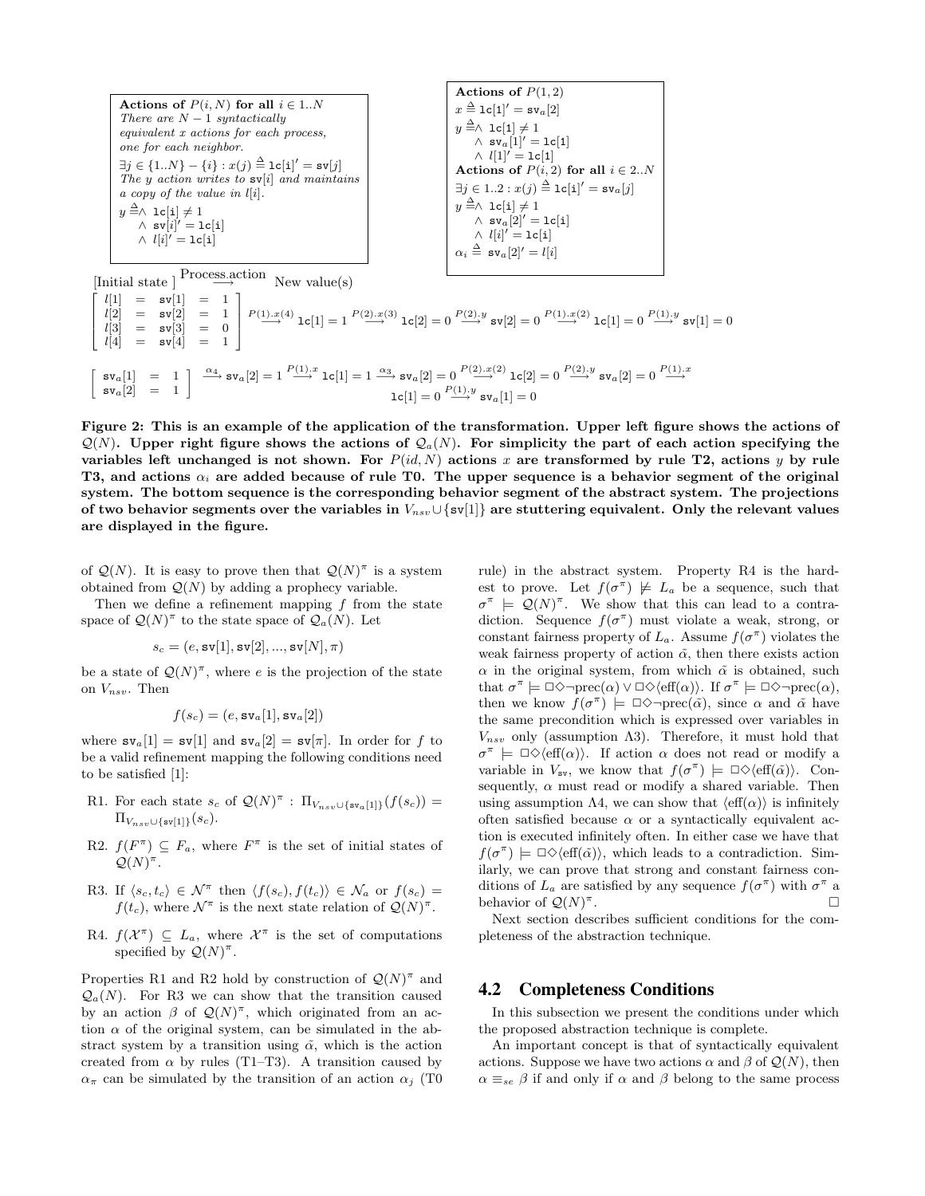**Actions of $P(i, N)$ for all $i \in 1..N$**
*There are $N-1$ syntactically equivalent $x$ actions for each process, one for each neighbor.*
$\exists j \in \{1..N\} - \{i\} : x(j) \triangleq \texttt{lc[i]}' = \texttt{sv}[j]$
*The $y$ action writes to* $\texttt{sv}[i]$ *and maintains a copy of the value in* $l[i]$.
$y \triangleq \wedge\ \texttt{lc[i]} \neq 1$
$\quad \wedge\ \texttt{sv}[i]' = \texttt{lc[i]}$
$\quad \wedge\ l[i]' = \texttt{lc[i]}$

**Actions of $P(1, 2)$**
$x \triangleq \texttt{lc[1]}' = \texttt{sv}_a[2]$
$y \triangleq \wedge\ \texttt{lc[1]} \neq 1$
$\quad \wedge\ \texttt{sv}_a[1]' = \texttt{lc[1]}$
$\quad \wedge\ l[1]' = \texttt{lc[1]}$
**Actions of $P(i, 2)$ for all $i \in 2..N$**
$\exists j \in 1..2 : x(j) \triangleq \texttt{lc[i]}' = \texttt{sv}_a[j]$
$y \triangleq \wedge\ \texttt{lc[i]} \neq 1$
$\quad \wedge\ \texttt{sv}_a[2]' = \texttt{lc[i]}$
$\quad \wedge\ l[i]' = \texttt{lc[i]}$
$\alpha_i \triangleq \texttt{sv}_a[2]' = l[i]$

[Initial state] $\xrightarrow{\text{Process.action}}$ New value(s)

$$\begin{bmatrix} l[1] & = & \texttt{sv}[1] & = & 1 \\ l[2] & = & \texttt{sv}[2] & = & 1 \\ l[3] & = & \texttt{sv}[3] & = & 0 \\ l[4] & = & \texttt{sv}[4] & = & 1 \end{bmatrix} \xrightarrow{P(1).x(4)} \texttt{lc}[1] = 1 \xrightarrow{P(2).x(3)} \texttt{lc}[2] = 0 \xrightarrow{P(2).y} \texttt{sv}[2] = 0 \xrightarrow{P(1).x(2)} \texttt{lc}[1] = 0 \xrightarrow{P(1).y} \texttt{sv}[1] = 0$$

$$\begin{bmatrix} \texttt{sv}_a[1] & = & 1 \\ \texttt{sv}_a[2] & = & 1 \end{bmatrix} \xrightarrow{\alpha_4} \texttt{sv}_a[2] = 1 \xrightarrow{P(1).x} \texttt{lc}[1] = 1 \xrightarrow{\alpha_3} \texttt{sv}_a[2] = 0 \xrightarrow{P(2).x(2)} \texttt{lc}[2] = 0 \xrightarrow{P(2).y} \texttt{sv}_a[2] = 0 \xrightarrow{P(1).x} \texttt{lc}[1] = 0 \xrightarrow{P(1).y} \texttt{sv}_a[1] = 0$$

**Figure 2: This is an example of the application of the transformation. Upper left figure shows the actions of $\mathcal{Q}(N)$. Upper right figure shows the actions of $\mathcal{Q}_a(N)$. For simplicity the part of each action specifying the variables left unchanged is not shown. For $P(id, N)$ actions $x$ are transformed by rule T2, actions $y$ by rule T3, and actions $\alpha_i$ are added because of rule T0. The upper sequence is a behavior segment of the original system. The bottom sequence is the corresponding behavior segment of the abstract system. The projections of two behavior segments over the variables in $V_{nsv} \cup \{\texttt{sv}[1]\}$ are stuttering equivalent. Only the relevant values are displayed in the figure.**

of $\mathcal{Q}(N)$. It is easy to prove then that $\mathcal{Q}(N)^\pi$ is a system obtained from $\mathcal{Q}(N)$ by adding a prophecy variable.

Then we define a refinement mapping $f$ from the state space of $\mathcal{Q}(N)^\pi$ to the state space of $\mathcal{Q}_a(N)$. Let

$$s_c = (e, \texttt{sv}[1], \texttt{sv}[2], ..., \texttt{sv}[N], \pi)$$

be a state of $\mathcal{Q}(N)^\pi$, where $e$ is the projection of the state on $V_{nsv}$. Then

$$f(s_c) = (e, \texttt{sv}_a[1], \texttt{sv}_a[2])$$

where $\texttt{sv}_a[1] = \texttt{sv}[1]$ and $\texttt{sv}_a[2] = \texttt{sv}[\pi]$. In order for $f$ to be a valid refinement mapping the following conditions need to be satisfied [1]:

- R1. For each state $s_c$ of $\mathcal{Q}(N)^\pi$ : $\Pi_{V_{nsv} \cup \{\texttt{sv}_a[1]\}}(f(s_c)) = \Pi_{V_{nsv} \cup \{\texttt{sv}[1]\}}(s_c)$.
- R2. $f(F^\pi) \subseteq F_a$, where $F^\pi$ is the set of initial states of $\mathcal{Q}(N)^\pi$.
- R3. If $\langle s_c, t_c \rangle \in \mathcal{N}^\pi$ then $\langle f(s_c), f(t_c) \rangle \in \mathcal{N}_a$ or $f(s_c) = f(t_c)$, where $\mathcal{N}^\pi$ is the next state relation of $\mathcal{Q}(N)^\pi$.
- R4. $f(\mathcal{X}^\pi) \subseteq L_a$, where $\mathcal{X}^\pi$ is the set of computations specified by $\mathcal{Q}(N)^\pi$.

Properties R1 and R2 hold by construction of $\mathcal{Q}(N)^\pi$ and $\mathcal{Q}_a(N)$. For R3 we can show that the transition caused by an action $\beta$ of $\mathcal{Q}(N)^\pi$, which originated from an action $\alpha$ of the original system, can be simulated in the abstract system by a transition using $\tilde{\alpha}$, which is the action created from $\alpha$ by rules (T1–T3). A transition caused by $\alpha_\pi$ can be simulated by the transition of an action $\alpha_j$ (T0 rule) in the abstract system. Property R4 is the hardest to prove. Let $f(\sigma^\pi) \not\models L_a$ be a sequence, such that $\sigma^\pi \models \mathcal{Q}(N)^\pi$. We show that this can lead to a contradiction. Sequence $f(\sigma^\pi)$ must violate a weak, strong, or constant fairness property of $L_a$. Assume $f(\sigma^\pi)$ violates the weak fairness property of action $\tilde{\alpha}$, then there exists action $\alpha$ in the original system, from which $\tilde{\alpha}$ is obtained, such that $\sigma^\pi \models \Box\Diamond\neg\text{prec}(\alpha) \vee \Box\Diamond\langle\text{eff}(\alpha)\rangle$. If $\sigma^\pi \models \Box\Diamond\neg\text{prec}(\alpha)$, then we know $f(\sigma^\pi) \models \Box\Diamond\neg\text{prec}(\tilde{\alpha})$, since $\alpha$ and $\tilde{\alpha}$ have the same precondition which is expressed over variables in $V_{nsv}$ only (assumption Λ3). Therefore, it must hold that $\sigma^\pi \models \Box\Diamond\langle\text{eff}(\alpha)\rangle$. If action $\alpha$ does not read or modify a variable in $V_{\texttt{sv}}$, we know that $f(\sigma^\pi) \models \Box\Diamond\langle\text{eff}(\tilde{\alpha})\rangle$. Consequently, $\alpha$ must read or modify a shared variable. Then using assumption Λ4, we can show that $\langle\text{eff}(\alpha)\rangle$ is infinitely often satisfied because $\alpha$ or a syntactically equivalent action is executed infinitely often. In either case we have that $f(\sigma^\pi) \models \Box\Diamond\langle\text{eff}(\tilde{\alpha})\rangle$, which leads to a contradiction. Similarly, we can prove that strong and constant fairness conditions of $L_a$ are satisfied by any sequence $f(\sigma^\pi)$ with $\sigma^\pi$ a behavior of $\mathcal{Q}(N)^\pi$. □

Next section describes sufficient conditions for the completeness of the abstraction technique.

## 4.2 Completeness Conditions

In this subsection we present the conditions under which the proposed abstraction technique is complete.

An important concept is that of syntactically equivalent actions. Suppose we have two actions $\alpha$ and $\beta$ of $\mathcal{Q}(N)$, then $\alpha \equiv_{se} \beta$ if and only if $\alpha$ and $\beta$ belong to the same process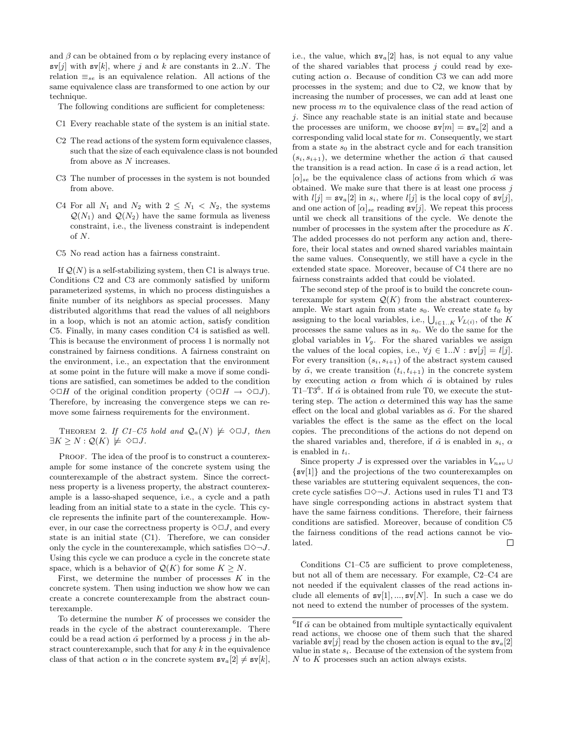and $\beta$ can be obtained from $\alpha$ by replacing every instance of $\mathtt{sv}[j]$ with $\mathtt{sv}[k]$, where $j$ and $k$ are constants in $2..N$. The relation $\equiv_{se}$ is an equivalence relation. All actions of the same equivalence class are transformed to one action by our technique.

The following conditions are sufficient for completeness:

- C1 Every reachable state of the system is an initial state.
- C2 The read actions of the system form equivalence classes, such that the size of each equivalence class is not bounded from above as $N$ increases.
- C3 The number of processes in the system is not bounded from above.
- C4 For all $N_1$ and $N_2$ with $2 \leq N_1 < N_2$, the systems $\mathcal{Q}(N_1)$ and $\mathcal{Q}(N_2)$ have the same formula as liveness constraint, i.e., the liveness constraint is independent of $N$.
- C5 No read action has a fairness constraint.

If $\mathcal{Q}(N)$ is a self-stabilizing system, then C1 is always true. Conditions C2 and C3 are commonly satisfied by uniform parameterized systems, in which no process distinguishes a finite number of its neighbors as special processes. Many distributed algorithms that read the values of all neighbors in a loop, which is not an atomic action, satisfy condition C5. Finally, in many cases condition C4 is satisfied as well. This is because the environment of process 1 is normally not constrained by fairness conditions. A fairness constraint on the environment, i.e., an expectation that the environment at some point in the future will make a move if some conditions are satisfied, can sometimes be added to the condition $\Diamond\Box H$ of the original condition property ($\Diamond\Box H \rightarrow \Diamond\Box J$). Therefore, by increasing the convergence steps we can remove some fairness requirements for the environment.

Theorem 2. *If C1–C5 hold and $\mathcal{Q}_a(N) \not\models \Diamond\Box J$, then $\exists K \geq N : \mathcal{Q}(K) \not\models \Diamond\Box J$.*

Proof. The idea of the proof is to construct a counterexample for some instance of the concrete system using the counterexample of the abstract system. Since the correctness property is a liveness property, the abstract counterexample is a lasso-shaped sequence, i.e., a cycle and a path leading from an initial state to a state in the cycle. This cycle represents the infinite part of the counterexample. However, in our case the correctness property is $\Diamond\Box J$, and every state is an initial state (C1). Therefore, we can consider only the cycle in the counterexample, which satisfies $\Box\Diamond\neg J$. Using this cycle we can produce a cycle in the concrete state space, which is a behavior of $\mathcal{Q}(K)$ for some $K \geq N$.

First, we determine the number of processes $K$ in the concrete system. Then using induction we show how we can create a concrete counterexample from the abstract counterexample.

To determine the number $K$ of processes we consider the reads in the cycle of the abstract counterexample. There could be a read action $\tilde{\alpha}$ performed by a process $j$ in the abstract counterexample, such that for any $k$ in the equivalence class of that action $\alpha$ in the concrete system $\mathtt{sv}_a[2] \neq \mathtt{sv}[k]$, i.e., the value, which $\mathtt{sv}_a[2]$ has, is not equal to any value of the shared variables that process $j$ could read by executing action $\alpha$. Because of condition C3 we can add more processes in the system; and due to C2, we know that by increasing the number of processes, we can add at least one new process $m$ to the equivalence class of the read action of $j$. Since any reachable state is an initial state and because the processes are uniform, we choose $\mathtt{sv}[m] = \mathtt{sv}_a[2]$ and a corresponding valid local state for $m$. Consequently, we start from a state $s_0$ in the abstract cycle and for each transition $(s_i, s_{i+1})$, we determine whether the action $\tilde{\alpha}$ that caused the transition is a read action. In case $\tilde{\alpha}$ is a read action, let $[\alpha]_{se}$ be the equivalence class of actions from which $\tilde{\alpha}$ was obtained. We make sure that there is at least one process $j$ with $l[j] = \mathtt{sv}_a[2]$ in $s_i$, where $l[j]$ is the local copy of $\mathtt{sv}[j]$, and one action of $[\alpha]_{se}$ reading $\mathtt{sv}[j]$. We repeat this process until we check all transitions of the cycle. We denote the number of processes in the system after the procedure as $K$. The added processes do not perform any action and, therefore, their local states and owned shared variables maintain the same values. Consequently, we still have a cycle in the extended state space. Moreover, because of C4 there are no fairness constraints added that could be violated.

The second step of the proof is to build the concrete counterexample for system $\mathcal{Q}(K)$ from the abstract counterexample. We start again from state $s_0$. We create state $t_0$ by assigning to the local variables, i.e., $\bigcup_{i \in 1..K} V_{L(i)}$, of the $K$ processes the same values as in $s_0$. We do the same for the global variables in $V_g$. For the shared variables we assign the values of the local copies, i.e., $\forall j \in 1..N : \mathtt{sv}[j] = l[j]$. For every transition $(s_i, s_{i+1})$ of the abstract system caused by $\tilde{\alpha}$, we create transition $(t_i, t_{i+1})$ in the concrete system by executing action $\alpha$ from which $\tilde{\alpha}$ is obtained by rules T1–T3[6]. If $\tilde{\alpha}$ is obtained from rule T0, we execute the stuttering step. The action $\alpha$ determined this way has the same effect on the local and global variables as $\tilde{\alpha}$. For the shared variables the effect is the same as the effect on the local copies. The preconditions of the actions do not depend on the shared variables and, therefore, if $\tilde{\alpha}$ is enabled in $s_i$, $\alpha$ is enabled in $t_i$.

Since property $J$ is expressed over the variables in $V_{nsv} \cup \{\mathtt{sv}[1]\}$ and the projections of the two counterexamples on these variables are stuttering equivalent sequences, the concrete cycle satisfies $\Box\Diamond\neg J$. Actions used in rules T1 and T3 have single corresponding actions in abstract system that have the same fairness conditions. Therefore, their fairness conditions are satisfied. Moreover, because of condition C5 the fairness conditions of the read actions cannot be violated. $\Box$

Conditions C1–C5 are sufficient to prove completeness, but not all of them are necessary. For example, C2–C4 are not needed if the equivalent classes of the read actions include all elements of $\mathtt{sv}[1], ..., \mathtt{sv}[N]$. In such a case we do not need to extend the number of processes of the system.

[6] If $\tilde{\alpha}$ can be obtained from multiple syntactically equivalent read actions, we choose one of them such that the shared variable $\mathtt{sv}[j]$ read by the chosen action is equal to the $\mathtt{sv}_a[2]$ value in state $s_i$. Because of the extension of the system from $N$ to $K$ processes such an action always exists.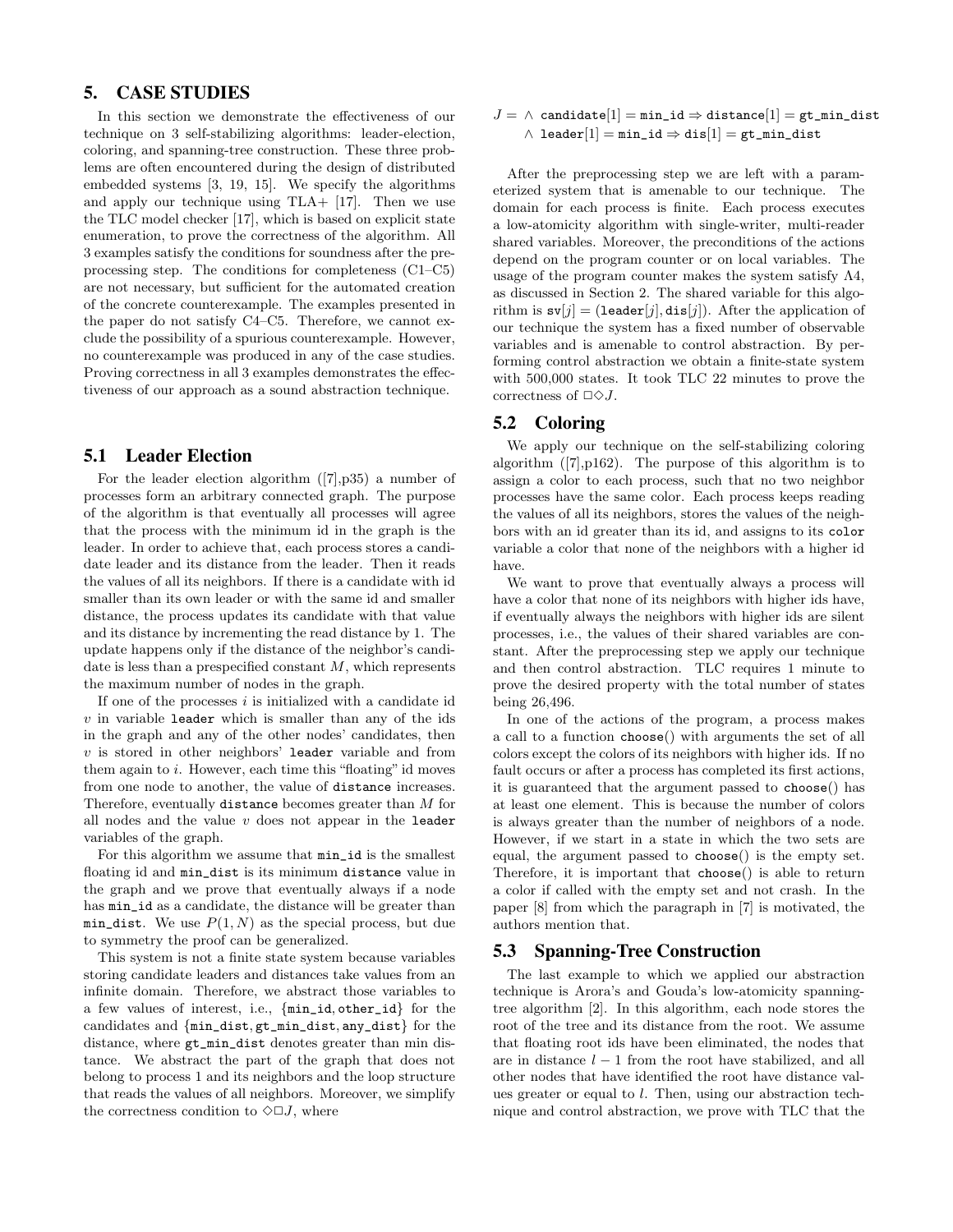## 5. CASE STUDIES

In this section we demonstrate the effectiveness of our technique on 3 self-stabilizing algorithms: leader-election, coloring, and spanning-tree construction. These three problems are often encountered during the design of distributed embedded systems [3, 19, 15]. We specify the algorithms and apply our technique using TLA+ [17]. Then we use the TLC model checker [17], which is based on explicit state enumeration, to prove the correctness of the algorithm. All 3 examples satisfy the conditions for soundness after the preprocessing step. The conditions for completeness (C1–C5) are not necessary, but sufficient for the automated creation of the concrete counterexample. The examples presented in the paper do not satisfy C4–C5. Therefore, we cannot exclude the possibility of a spurious counterexample. However, no counterexample was produced in any of the case studies. Proving correctness in all 3 examples demonstrates the effectiveness of our approach as a sound abstraction technique.

### 5.1 Leader Election

For the leader election algorithm ([7],p35) a number of processes form an arbitrary connected graph. The purpose of the algorithm is that eventually all processes will agree that the process with the minimum id in the graph is the leader. In order to achieve that, each process stores a candidate leader and its distance from the leader. Then it reads the values of all its neighbors. If there is a candidate with id smaller than its own leader or with the same id and smaller distance, the process updates its candidate with that value and its distance by incrementing the read distance by 1. The update happens only if the distance of the neighbor's candidate is less than a prespecified constant $M$, which represents the maximum number of nodes in the graph.

If one of the processes $i$ is initialized with a candidate id $v$ in variable `leader` which is smaller than any of the ids in the graph and any of the other nodes' candidates, then $v$ is stored in other neighbors' `leader` variable and from them again to $i$. However, each time this "floating" id moves from one node to another, the value of `distance` increases. Therefore, eventually `distance` becomes greater than $M$ for all nodes and the value $v$ does not appear in the `leader` variables of the graph.

For this algorithm we assume that `min_id` is the smallest floating id and `min_dist` is its minimum `distance` value in the graph and we prove that eventually always if a node has `min_id` as a candidate, the distance will be greater than `min_dist`. We use $P(1, N)$ as the special process, but due to symmetry the proof can be generalized.

This system is not a finite state system because variables storing candidate leaders and distances take values from an infinite domain. Therefore, we abstract those variables to a few values of interest, i.e., $\{\texttt{min\_id}, \texttt{other\_id}\}$ for the candidates and $\{\texttt{min\_dist}, \texttt{gt\_min\_dist}, \texttt{any\_dist}\}$ for the distance, where `gt_min_dist` denotes greater than min distance. We abstract the part of the graph that does not belong to process 1 and its neighbors and the loop structure that reads the values of all neighbors. Moreover, we simplify the correctness condition to $\Diamond\Box J$, where

$$J = \;\wedge\; \texttt{candidate}[1] = \texttt{min\_id} \Rightarrow \texttt{distance}[1] = \texttt{gt\_min\_dist}$$
$$\;\wedge\; \texttt{leader}[1] = \texttt{min\_id} \Rightarrow \texttt{dis}[1] = \texttt{gt\_min\_dist}$$

After the preprocessing step we are left with a parameterized system that is amenable to our technique. The domain for each process is finite. Each process executes a low-atomicity algorithm with single-writer, multi-reader shared variables. Moreover, the preconditions of the actions depend on the program counter or on local variables. The usage of the program counter makes the system satisfy $\Lambda 4$, as discussed in Section 2. The shared variable for this algorithm is $\texttt{sv}[j] = (\texttt{leader}[j], \texttt{dis}[j])$. After the application of our technique the system has a fixed number of observable variables and is amenable to control abstraction. By performing control abstraction we obtain a finite-state system with 500,000 states. It took TLC 22 minutes to prove the correctness of $\Box\Diamond J$.

### 5.2 Coloring

We apply our technique on the self-stabilizing coloring algorithm ([7],p162). The purpose of this algorithm is to assign a color to each process, such that no two neighbor processes have the same color. Each process keeps reading the values of all its neighbors, stores the values of the neighbors with an id greater than its id, and assigns to its `color` variable a color that none of the neighbors with a higher id have.

We want to prove that eventually always a process will have a color that none of its neighbors with higher ids have, if eventually always the neighbors with higher ids are silent processes, i.e., the values of their shared variables are constant. After the preprocessing step we apply our technique and then control abstraction. TLC requires 1 minute to prove the desired property with the total number of states being 26,496.

In one of the actions of the program, a process makes a call to a function `choose()` with arguments the set of all colors except the colors of its neighbors with higher ids. If no fault occurs or after a process has completed its first actions, it is guaranteed that the argument passed to `choose()` has at least one element. This is because the number of colors is always greater than the number of neighbors of a node. However, if we start in a state in which the two sets are equal, the argument passed to `choose()` is the empty set. Therefore, it is important that `choose()` is able to return a color if called with the empty set and not crash. In the paper [8] from which the paragraph in [7] is motivated, the authors mention that.

### 5.3 Spanning-Tree Construction

The last example to which we applied our abstraction technique is Arora's and Gouda's low-atomicity spanning-tree algorithm [2]. In this algorithm, each node stores the root of the tree and its distance from the root. We assume that floating root ids have been eliminated, the nodes that are in distance $l - 1$ from the root have stabilized, and all other nodes that have identified the root have distance values greater or equal to $l$. Then, using our abstraction technique and control abstraction, we prove with TLC that the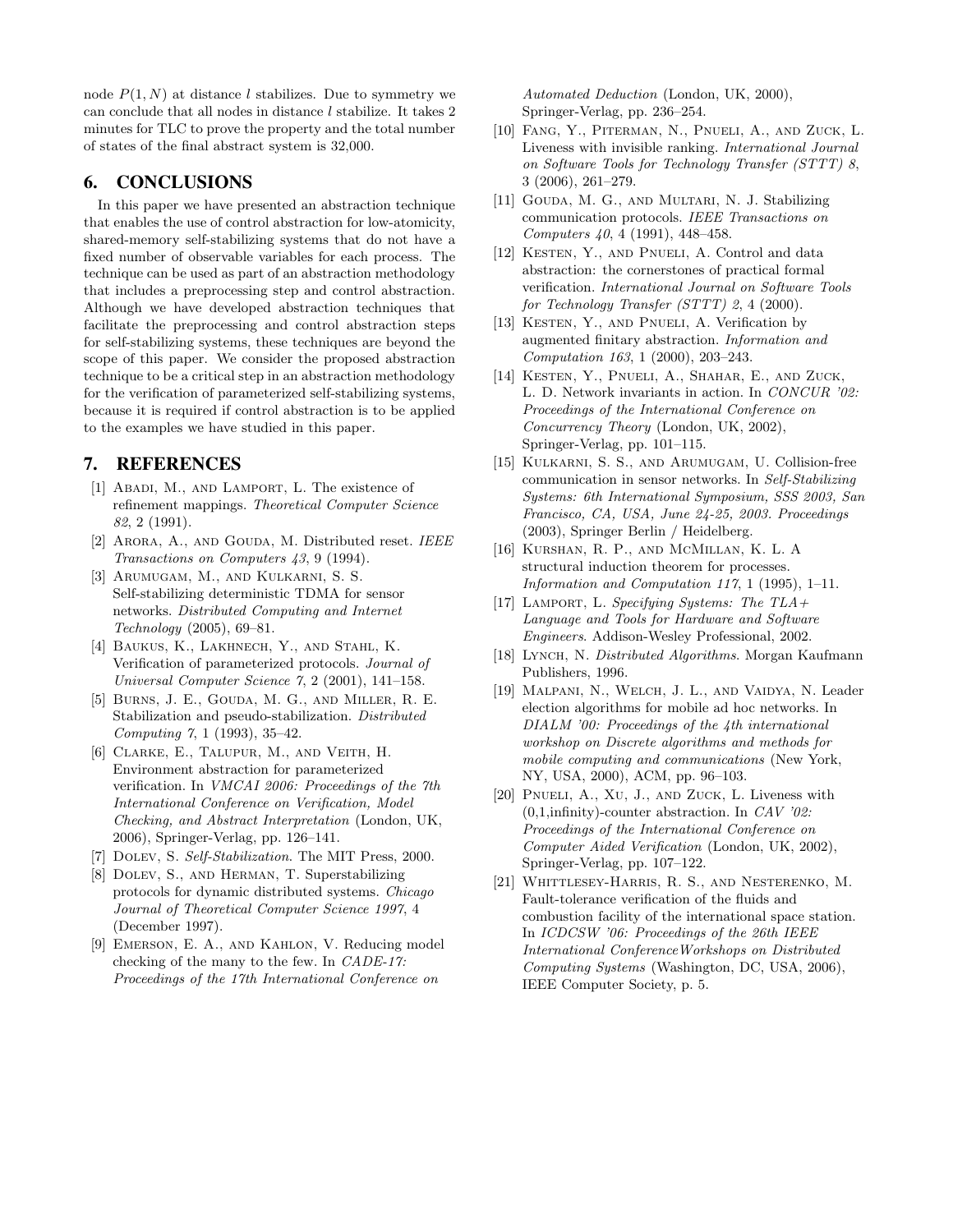node $P(1, N)$ at distance $l$ stabilizes. Due to symmetry we can conclude that all nodes in distance $l$ stabilize. It takes 2 minutes for TLC to prove the property and the total number of states of the final abstract system is 32,000.

## 6. CONCLUSIONS

In this paper we have presented an abstraction technique that enables the use of control abstraction for low-atomicity, shared-memory self-stabilizing systems that do not have a fixed number of observable variables for each process. The technique can be used as part of an abstraction methodology that includes a preprocessing step and control abstraction. Although we have developed abstraction techniques that facilitate the preprocessing and control abstraction steps for self-stabilizing systems, these techniques are beyond the scope of this paper. We consider the proposed abstraction technique to be a critical step in an abstraction methodology for the verification of parameterized self-stabilizing systems, because it is required if control abstraction is to be applied to the examples we have studied in this paper.

## 7. REFERENCES

[1] Abadi, M., and Lamport, L. The existence of refinement mappings. *Theoretical Computer Science 82*, 2 (1991).

[2] Arora, A., and Gouda, M. Distributed reset. *IEEE Transactions on Computers 43*, 9 (1994).

[3] Arumugam, M., and Kulkarni, S. S. Self-stabilizing deterministic TDMA for sensor networks. *Distributed Computing and Internet Technology* (2005), 69–81.

[4] Baukus, K., Lakhnech, Y., and Stahl, K. Verification of parameterized protocols. *Journal of Universal Computer Science 7*, 2 (2001), 141–158.

[5] Burns, J. E., Gouda, M. G., and Miller, R. E. Stabilization and pseudo-stabilization. *Distributed Computing 7*, 1 (1993), 35–42.

[6] Clarke, E., Talupur, M., and Veith, H. Environment abstraction for parameterized verification. In *VMCAI 2006: Proceedings of the 7th International Conference on Verification, Model Checking, and Abstract Interpretation* (London, UK, 2006), Springer-Verlag, pp. 126–141.

[7] Dolev, S. *Self-Stabilization*. The MIT Press, 2000.

[8] Dolev, S., and Herman, T. Superstabilizing protocols for dynamic distributed systems. *Chicago Journal of Theoretical Computer Science 1997*, 4 (December 1997).

[9] Emerson, E. A., and Kahlon, V. Reducing model checking of the many to the few. In *CADE-17: Proceedings of the 17th International Conference on Automated Deduction* (London, UK, 2000), Springer-Verlag, pp. 236–254.

[10] Fang, Y., Piterman, N., Pnueli, A., and Zuck, L. Liveness with invisible ranking. *International Journal on Software Tools for Technology Transfer (STTT) 8*, 3 (2006), 261–279.

[11] Gouda, M. G., and Multari, N. J. Stabilizing communication protocols. *IEEE Transactions on Computers 40*, 4 (1991), 448–458.

[12] Kesten, Y., and Pnueli, A. Control and data abstraction: the cornerstones of practical formal verification. *International Journal on Software Tools for Technology Transfer (STTT) 2*, 4 (2000).

[13] Kesten, Y., and Pnueli, A. Verification by augmented finitary abstraction. *Information and Computation 163*, 1 (2000), 203–243.

[14] Kesten, Y., Pnueli, A., Shahar, E., and Zuck, L. D. Network invariants in action. In *CONCUR '02: Proceedings of the International Conference on Concurrency Theory* (London, UK, 2002), Springer-Verlag, pp. 101–115.

[15] Kulkarni, S. S., and Arumugam, U. Collision-free communication in sensor networks. In *Self-Stabilizing Systems: 6th International Symposium, SSS 2003, San Francisco, CA, USA, June 24-25, 2003. Proceedings* (2003), Springer Berlin / Heidelberg.

[16] Kurshan, R. P., and McMillan, K. L. A structural induction theorem for processes. *Information and Computation 117*, 1 (1995), 1–11.

[17] Lamport, L. *Specifying Systems: The TLA+ Language and Tools for Hardware and Software Engineers*. Addison-Wesley Professional, 2002.

[18] Lynch, N. *Distributed Algorithms*. Morgan Kaufmann Publishers, 1996.

[19] Malpani, N., Welch, J. L., and Vaidya, N. Leader election algorithms for mobile ad hoc networks. In *DIALM '00: Proceedings of the 4th international workshop on Discrete algorithms and methods for mobile computing and communications* (New York, NY, USA, 2000), ACM, pp. 96–103.

[20] Pnueli, A., Xu, J., and Zuck, L. Liveness with (0,1,infinity)-counter abstraction. In *CAV '02: Proceedings of the International Conference on Computer Aided Verification* (London, UK, 2002), Springer-Verlag, pp. 107–122.

[21] Whittlesey-Harris, R. S., and Nesterenko, M. Fault-tolerance verification of the fluids and combustion facility of the international space station. In *ICDCSW '06: Proceedings of the 26th IEEE International ConferenceWorkshops on Distributed Computing Systems* (Washington, DC, USA, 2006), IEEE Computer Society, p. 5.